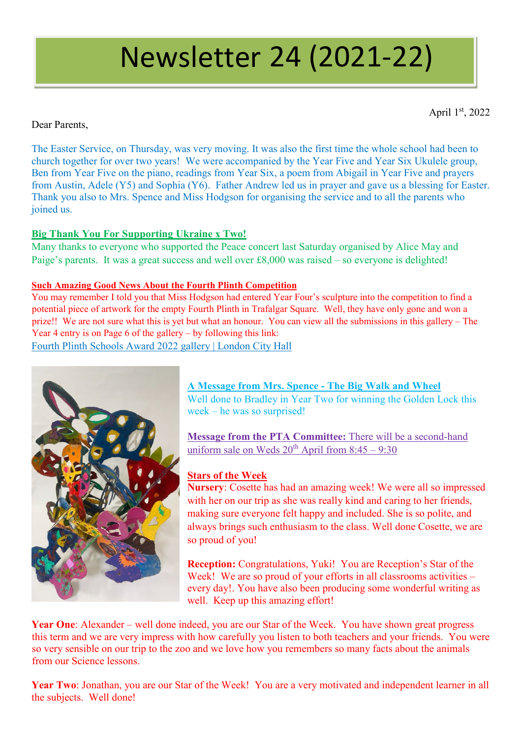# Newsletter 24 (2021-22)

April 1st, 2022

Dear Parents,

The Easter Service, on Thursday, was very moving. It was also the first time the whole school had been to church together for over two years! We were accompanied by the Year Five and Year Six Ukulele group, Ben from Year Five on the piano, readings from Year Six, a poem from Abigail in Year Five and prayers from Austin, Adele (Y5) and Sophia (Y6). Father Andrew led us in prayer and gave us a blessing for Easter. Thank you also to Mrs. Spence and Miss Hodgson for organising the service and to all the parents who joined us.

**Big Thank You For Supporting Ukraine x Two!**

Many thanks to everyone who supported the Peace concert last Saturday organised by Alice May and Paige's parents. It was a great success and well over £8,000 was raised – so everyone is delighted!

**Such Amazing Good News About the Fourth Plinth Competition**

You may remember I told you that Miss Hodgson had entered Year Four's sculpture into the competition to find a potential piece of artwork for the empty Fourth Plinth in Trafalgar Square. Well, they have only gone and won a prize!! We are not sure what this is yet but what an honour. You can view all the submissions in this gallery – The Year 4 entry is on Page 6 of the gallery – by following this link:

Fourth Plinth Schools Award 2022 gallery | London City Hall

**A Message from Mrs. Spence - The Big Walk and Wheel**

Well done to Bradley in Year Two for winning the Golden Lock this week – he was so surprised!

**Message from the PTA Committee:** There will be a second-hand uniform sale on Weds 20th April from 8:45 – 9:30

**Stars of the Week**

**Nursery**: Cosette has had an amazing week! We were all so impressed with her on our trip as she was really kind and caring to her friends, making sure everyone felt happy and included. She is so polite, and always brings such enthusiasm to the class. Well done Cosette, we are so proud of you!

**Reception:** Congratulations, Yuki! You are Reception's Star of the Week! We are so proud of your efforts in all classrooms activities – every day!. You have also been producing some wonderful writing as well. Keep up this amazing effort!

**Year One**: Alexander – well done indeed, you are our Star of the Week. You have shown great progress this term and we are very impress with how carefully you listen to both teachers and your friends. You were so very sensible on our trip to the zoo and we love how you remembers so many facts about the animals from our Science lessons.

**Year Two**: Jonathan, you are our Star of the Week! You are a very motivated and independent learner in all the subjects. Well done!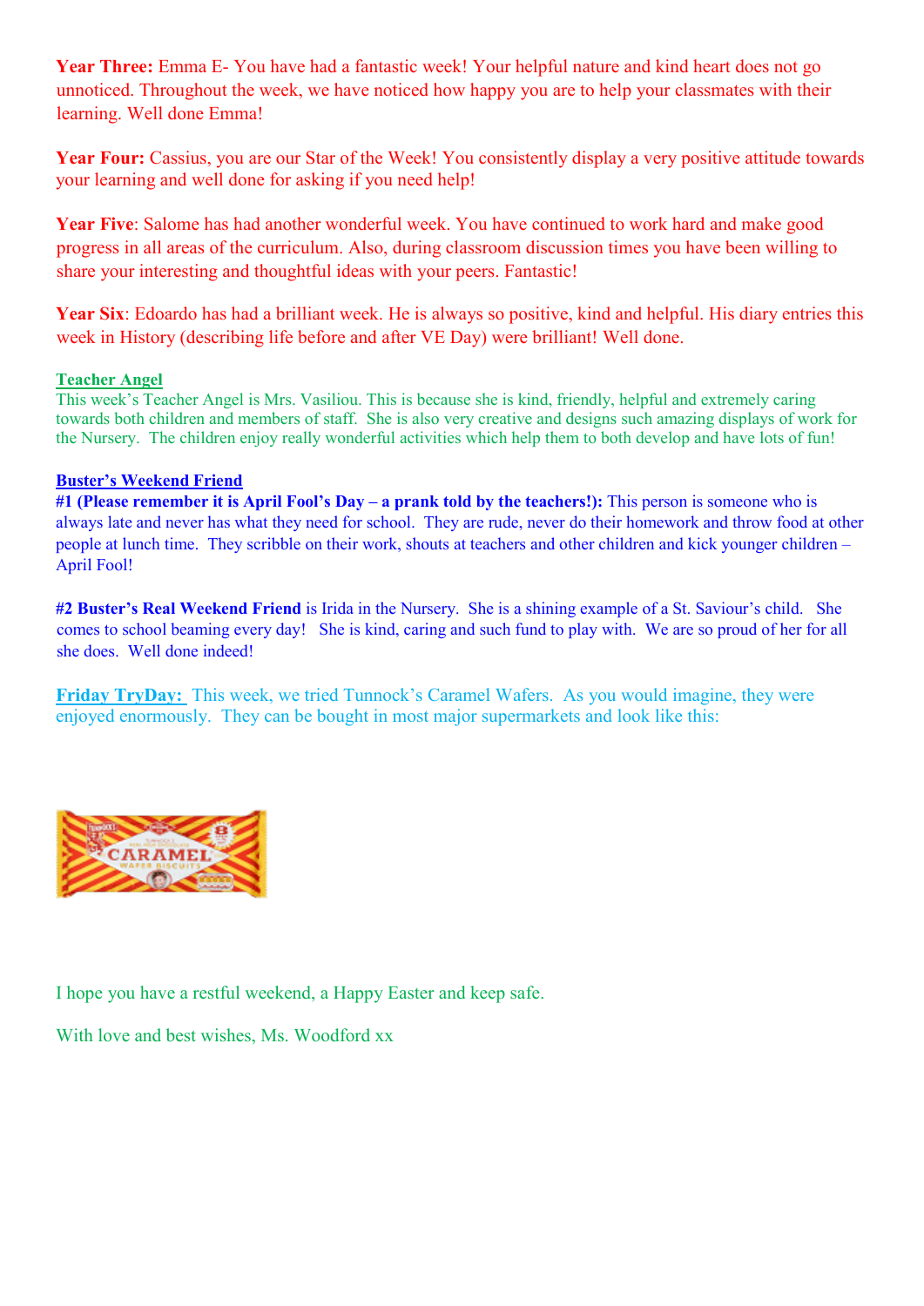**Year Three:** Emma E- You have had a fantastic week! Your helpful nature and kind heart does not go unnoticed. Throughout the week, we have noticed how happy you are to help your classmates with their learning. Well done Emma!

**Year Four:** Cassius, you are our Star of the Week! You consistently display a very positive attitude towards your learning and well done for asking if you need help!

**Year Five**: Salome has had another wonderful week. You have continued to work hard and make good progress in all areas of the curriculum. Also, during classroom discussion times you have been willing to share your interesting and thoughtful ideas with your peers. Fantastic!

**Year Six**: Edoardo has had a brilliant week. He is always so positive, kind and helpful. His diary entries this week in History (describing life before and after VE Day) were brilliant! Well done.

**Teacher Angel**

This week's Teacher Angel is Mrs. Vasiliou. This is because she is kind, friendly, helpful and extremely caring towards both children and members of staff. She is also very creative and designs such amazing displays of work for the Nursery. The children enjoy really wonderful activities which help them to both develop and have lots of fun!

**Buster's Weekend Friend**

**#1 (Please remember it is April Fool's Day – a prank told by the teachers!):** This person is someone who is always late and never has what they need for school. They are rude, never do their homework and throw food at other people at lunch time. They scribble on their work, shouts at teachers and other children and kick younger children – April Fool!

**#2 Buster's Real Weekend Friend** is Irida in the Nursery. She is a shining example of a St. Saviour's child. She comes to school beaming every day! She is kind, caring and such fund to play with. We are so proud of her for all she does. Well done indeed!

**Friday TryDay:** This week, we tried Tunnock's Caramel Wafers. As you would imagine, they were enjoyed enormously. They can be bought in most major supermarkets and look like this:

I hope you have a restful weekend, a Happy Easter and keep safe.

With love and best wishes, Ms. Woodford xx